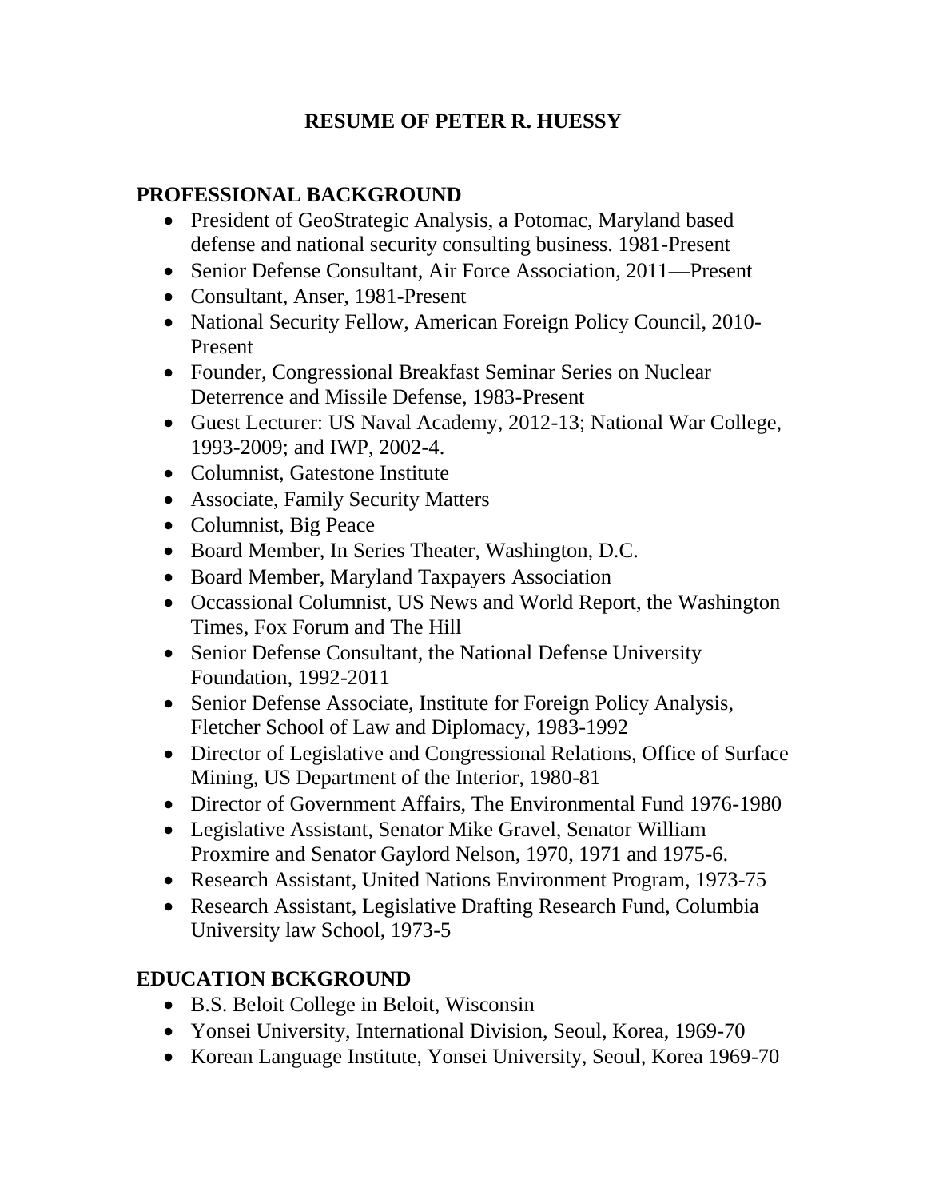# RESUME OF PETER R. HUESSY

## PROFESSIONAL BACKGROUND

- President of GeoStrategic Analysis, a Potomac, Maryland based defense and national security consulting business. 1981-Present
- Senior Defense Consultant, Air Force Association, 2011—Present
- Consultant, Anser, 1981-Present
- National Security Fellow, American Foreign Policy Council, 2010-Present
- Founder, Congressional Breakfast Seminar Series on Nuclear Deterrence and Missile Defense, 1983-Present
- Guest Lecturer: US Naval Academy, 2012-13; National War College, 1993-2009; and IWP, 2002-4.
- Columnist, Gatestone Institute
- Associate, Family Security Matters
- Columnist, Big Peace
- Board Member, In Series Theater, Washington, D.C.
- Board Member, Maryland Taxpayers Association
- Occassional Columnist, US News and World Report, the Washington Times, Fox Forum and The Hill
- Senior Defense Consultant, the National Defense University Foundation, 1992-2011
- Senior Defense Associate, Institute for Foreign Policy Analysis, Fletcher School of Law and Diplomacy, 1983-1992
- Director of Legislative and Congressional Relations, Office of Surface Mining, US Department of the Interior, 1980-81
- Director of Government Affairs, The Environmental Fund 1976-1980
- Legislative Assistant, Senator Mike Gravel, Senator William Proxmire and Senator Gaylord Nelson, 1970, 1971 and 1975-6.
- Research Assistant, United Nations Environment Program, 1973-75
- Research Assistant, Legislative Drafting Research Fund, Columbia University law School, 1973-5

## EDUCATION BCKGROUND

- B.S. Beloit College in Beloit, Wisconsin
- Yonsei University, International Division, Seoul, Korea, 1969-70
- Korean Language Institute, Yonsei University, Seoul, Korea 1969-70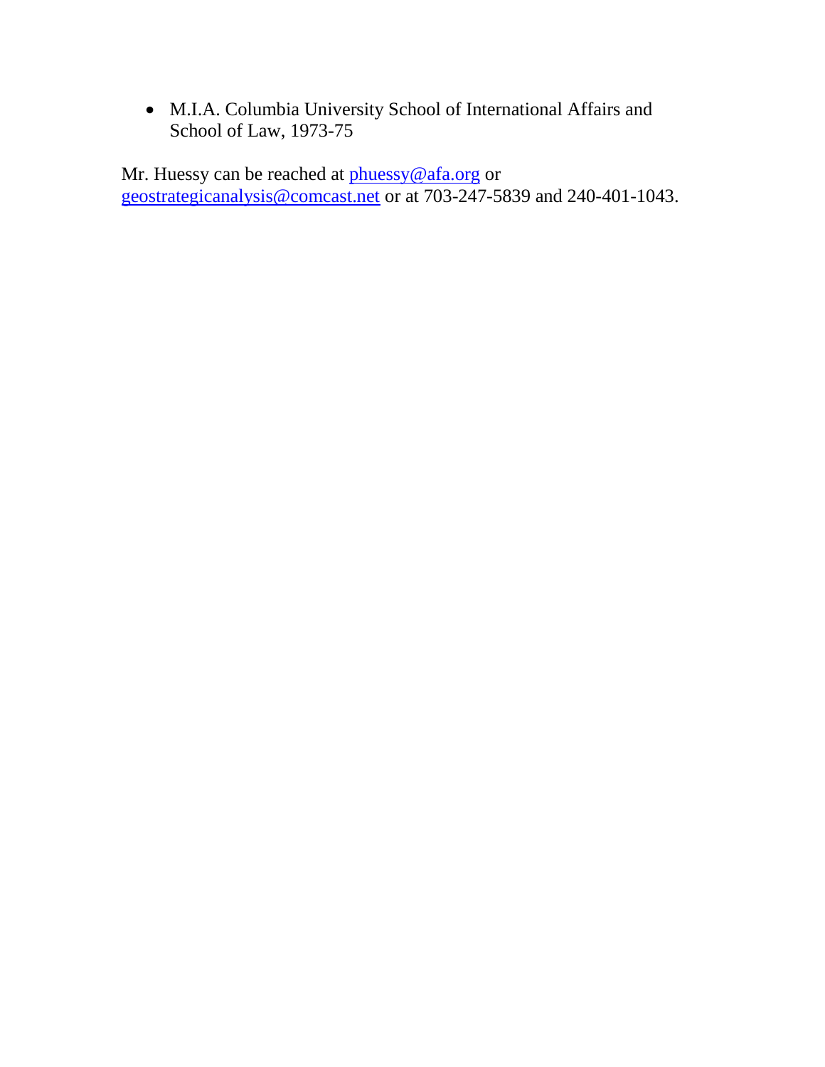- M.I.A. Columbia University School of International Affairs and School of Law, 1973-75

Mr. Huessy can be reached at phuessy@afa.org or geostrategicanalysis@comcast.net or at 703-247-5839 and 240-401-1043.